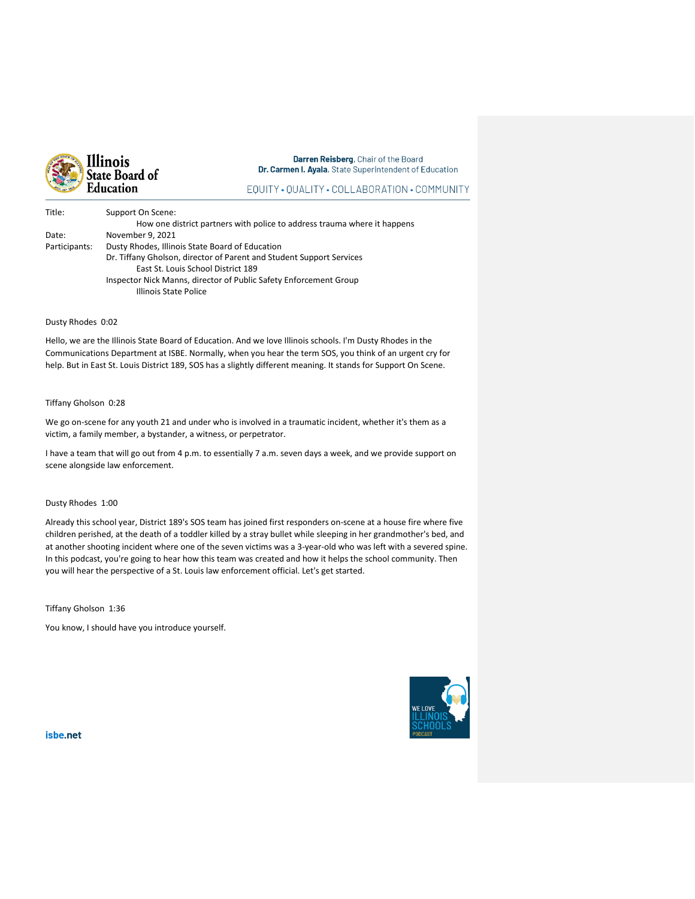Illinois State Board of Education

**Darren Reisberg**, Chair of the Board
**Dr. Carmen I. Ayala**, State Superintendent of Education

EQUITY • QUALITY • COLLABORATION • COMMUNITY

| | |
|---|---|
| Title: | Support On Scene: How one district partners with police to address trauma where it happens |
| Date: | November 9, 2021 |
| Participants: | Dusty Rhodes, Illinois State Board of Education<br>Dr. Tiffany Gholson, director of Parent and Student Support Services, East St. Louis School District 189<br>Inspector Nick Manns, director of Public Safety Enforcement Group, Illinois State Police |

Dusty Rhodes 0:02

Hello, we are the Illinois State Board of Education. And we love Illinois schools. I'm Dusty Rhodes in the Communications Department at ISBE. Normally, when you hear the term SOS, you think of an urgent cry for help. But in East St. Louis District 189, SOS has a slightly different meaning. It stands for Support On Scene.

Tiffany Gholson 0:28

We go on-scene for any youth 21 and under who is involved in a traumatic incident, whether it's them as a victim, a family member, a bystander, a witness, or perpetrator.

I have a team that will go out from 4 p.m. to essentially 7 a.m. seven days a week, and we provide support on scene alongside law enforcement.

Dusty Rhodes 1:00

Already this school year, District 189's SOS team has joined first responders on-scene at a house fire where five children perished, at the death of a toddler killed by a stray bullet while sleeping in her grandmother's bed, and at another shooting incident where one of the seven victims was a 3-year-old who was left with a severed spine. In this podcast, you're going to hear how this team was created and how it helps the school community. Then you will hear the perspective of a St. Louis law enforcement official. Let's get started.

Tiffany Gholson 1:36

You know, I should have you introduce yourself.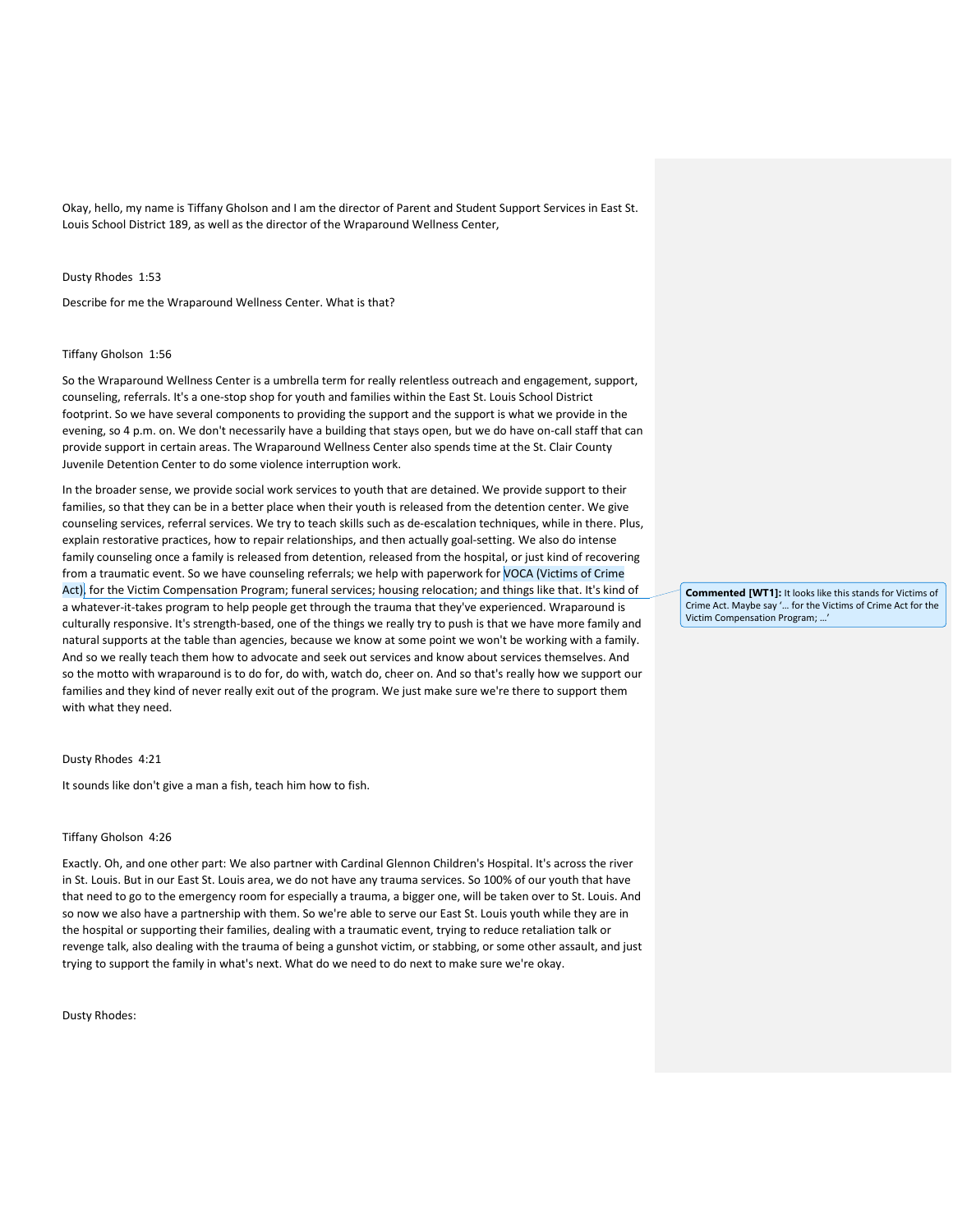Okay, hello, my name is Tiffany Gholson and I am the director of Parent and Student Support Services in East St. Louis School District 189, as well as the director of the Wraparound Wellness Center,

Dusty Rhodes 1:53

Describe for me the Wraparound Wellness Center. What is that?

Tiffany Gholson 1:56

So the Wraparound Wellness Center is a umbrella term for really relentless outreach and engagement, support, counseling, referrals. It's a one-stop shop for youth and families within the East St. Louis School District footprint. So we have several components to providing the support and the support is what we provide in the evening, so 4 p.m. on. We don't necessarily have a building that stays open, but we do have on-call staff that can provide support in certain areas. The Wraparound Wellness Center also spends time at the St. Clair County Juvenile Detention Center to do some violence interruption work.

In the broader sense, we provide social work services to youth that are detained. We provide support to their families, so that they can be in a better place when their youth is released from the detention center. We give counseling services, referral services. We try to teach skills such as de-escalation techniques, while in there. Plus, explain restorative practices, how to repair relationships, and then actually goal-setting. We also do intense family counseling once a family is released from detention, released from the hospital, or just kind of recovering from a traumatic event. So we have counseling referrals; we help with paperwork for VOCA (Victims of Crime Act), for the Victim Compensation Program; funeral services; housing relocation; and things like that. It's kind of a whatever-it-takes program to help people get through the trauma that they've experienced. Wraparound is culturally responsive. It's strength-based, one of the things we really try to push is that we have more family and natural supports at the table than agencies, because we know at some point we won't be working with a family. And so we really teach them how to advocate and seek out services and know about services themselves. And so the motto with wraparound is to do for, do with, watch do, cheer on. And so that's really how we support our families and they kind of never really exit out of the program. We just make sure we're there to support them with what they need.

**Commented [WT1]:** It looks like this stands for Victims of Crime Act. Maybe say '… for the Victims of Crime Act for the Victim Compensation Program; …'

Dusty Rhodes 4:21

It sounds like don't give a man a fish, teach him how to fish.

Tiffany Gholson 4:26

Exactly. Oh, and one other part: We also partner with Cardinal Glennon Children's Hospital. It's across the river in St. Louis. But in our East St. Louis area, we do not have any trauma services. So 100% of our youth that have that need to go to the emergency room for especially a trauma, a bigger one, will be taken over to St. Louis. And so now we also have a partnership with them. So we're able to serve our East St. Louis youth while they are in the hospital or supporting their families, dealing with a traumatic event, trying to reduce retaliation talk or revenge talk, also dealing with the trauma of being a gunshot victim, or stabbing, or some other assault, and just trying to support the family in what's next. What do we need to do next to make sure we're okay.

Dusty Rhodes: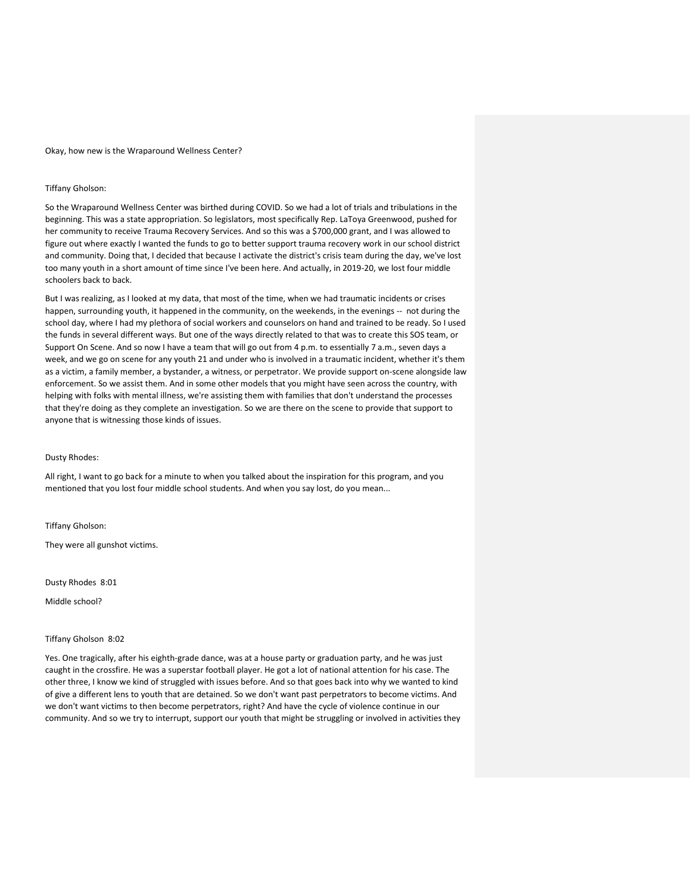Okay, how new is the Wraparound Wellness Center?

Tiffany Gholson:

So the Wraparound Wellness Center was birthed during COVID. So we had a lot of trials and tribulations in the beginning. This was a state appropriation. So legislators, most specifically Rep. LaToya Greenwood, pushed for her community to receive Trauma Recovery Services. And so this was a $700,000 grant, and I was allowed to figure out where exactly I wanted the funds to go to better support trauma recovery work in our school district and community. Doing that, I decided that because I activate the district's crisis team during the day, we've lost too many youth in a short amount of time since I've been here. And actually, in 2019-20, we lost four middle schoolers back to back.

But I was realizing, as I looked at my data, that most of the time, when we had traumatic incidents or crises happen, surrounding youth, it happened in the community, on the weekends, in the evenings -- not during the school day, where I had my plethora of social workers and counselors on hand and trained to be ready. So I used the funds in several different ways. But one of the ways directly related to that was to create this SOS team, or Support On Scene. And so now I have a team that will go out from 4 p.m. to essentially 7 a.m., seven days a week, and we go on scene for any youth 21 and under who is involved in a traumatic incident, whether it's them as a victim, a family member, a bystander, a witness, or perpetrator. We provide support on-scene alongside law enforcement. So we assist them. And in some other models that you might have seen across the country, with helping with folks with mental illness, we're assisting them with families that don't understand the processes that they're doing as they complete an investigation. So we are there on the scene to provide that support to anyone that is witnessing those kinds of issues.

Dusty Rhodes:

All right, I want to go back for a minute to when you talked about the inspiration for this program, and you mentioned that you lost four middle school students. And when you say lost, do you mean...

Tiffany Gholson:

They were all gunshot victims.

Dusty Rhodes 8:01

Middle school?

Tiffany Gholson 8:02

Yes. One tragically, after his eighth-grade dance, was at a house party or graduation party, and he was just caught in the crossfire. He was a superstar football player. He got a lot of national attention for his case. The other three, I know we kind of struggled with issues before. And so that goes back into why we wanted to kind of give a different lens to youth that are detained. So we don't want past perpetrators to become victims. And we don't want victims to then become perpetrators, right? And have the cycle of violence continue in our community. And so we try to interrupt, support our youth that might be struggling or involved in activities they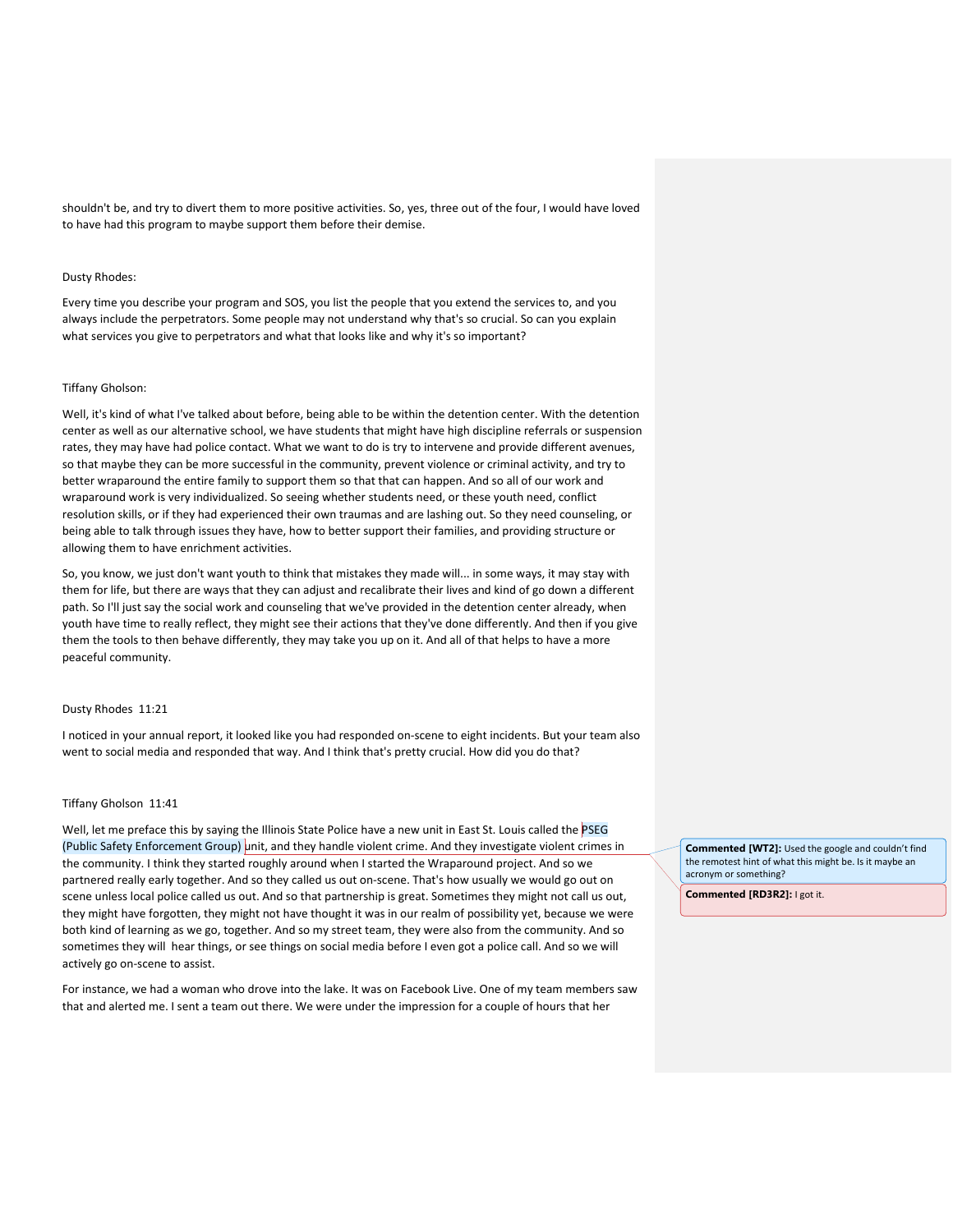shouldn't be, and try to divert them to more positive activities. So, yes, three out of the four, I would have loved to have had this program to maybe support them before their demise.

Dusty Rhodes:

Every time you describe your program and SOS, you list the people that you extend the services to, and you always include the perpetrators. Some people may not understand why that's so crucial. So can you explain what services you give to perpetrators and what that looks like and why it's so important?

Tiffany Gholson:

Well, it's kind of what I've talked about before, being able to be within the detention center. With the detention center as well as our alternative school, we have students that might have high discipline referrals or suspension rates, they may have had police contact. What we want to do is try to intervene and provide different avenues, so that maybe they can be more successful in the community, prevent violence or criminal activity, and try to better wraparound the entire family to support them so that that can happen. And so all of our work and wraparound work is very individualized. So seeing whether students need, or these youth need, conflict resolution skills, or if they had experienced their own traumas and are lashing out. So they need counseling, or being able to talk through issues they have, how to better support their families, and providing structure or allowing them to have enrichment activities.

So, you know, we just don't want youth to think that mistakes they made will... in some ways, it may stay with them for life, but there are ways that they can adjust and recalibrate their lives and kind of go down a different path. So I'll just say the social work and counseling that we've provided in the detention center already, when youth have time to really reflect, they might see their actions that they've done differently. And then if you give them the tools to then behave differently, they may take you up on it. And all of that helps to have a more peaceful community.

Dusty Rhodes 11:21

I noticed in your annual report, it looked like you had responded on-scene to eight incidents. But your team also went to social media and responded that way. And I think that's pretty crucial. How did you do that?

Tiffany Gholson 11:41

Well, let me preface this by saying the Illinois State Police have a new unit in East St. Louis called the PSEG (Public Safety Enforcement Group) unit, and they handle violent crime. And they investigate violent crimes in the community. I think they started roughly around when I started the Wraparound project. And so we partnered really early together. And so they called us out on-scene. That's how usually we would go out on scene unless local police called us out. And so that partnership is great. Sometimes they might not call us out, they might have forgotten, they might not have thought it was in our realm of possibility yet, because we were both kind of learning as we go, together. And so my street team, they were also from the community. And so sometimes they will hear things, or see things on social media before I even got a police call. And so we will actively go on-scene to assist.

For instance, we had a woman who drove into the lake. It was on Facebook Live. One of my team members saw that and alerted me. I sent a team out there. We were under the impression for a couple of hours that her

**Commented [WT2]:** Used the google and couldn't find the remotest hint of what this might be. Is it maybe an acronym or something?

**Commented [RD3R2]:** I got it.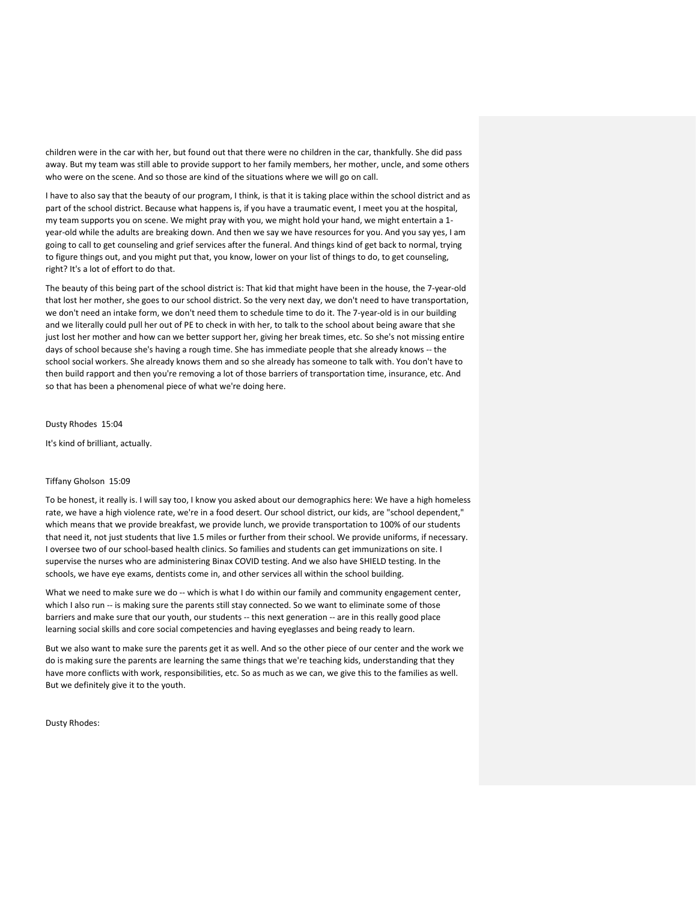children were in the car with her, but found out that there were no children in the car, thankfully. She did pass away. But my team was still able to provide support to her family members, her mother, uncle, and some others who were on the scene. And so those are kind of the situations where we will go on call.

I have to also say that the beauty of our program, I think, is that it is taking place within the school district and as part of the school district. Because what happens is, if you have a traumatic event, I meet you at the hospital, my team supports you on scene. We might pray with you, we might hold your hand, we might entertain a 1-year-old while the adults are breaking down. And then we say we have resources for you. And you say yes, I am going to call to get counseling and grief services after the funeral. And things kind of get back to normal, trying to figure things out, and you might put that, you know, lower on your list of things to do, to get counseling, right? It's a lot of effort to do that.

The beauty of this being part of the school district is: That kid that might have been in the house, the 7-year-old that lost her mother, she goes to our school district. So the very next day, we don't need to have transportation, we don't need an intake form, we don't need them to schedule time to do it. The 7-year-old is in our building and we literally could pull her out of PE to check in with her, to talk to the school about being aware that she just lost her mother and how can we better support her, giving her break times, etc. So she's not missing entire days of school because she's having a rough time. She has immediate people that she already knows -- the school social workers. She already knows them and so she already has someone to talk with. You don't have to then build rapport and then you're removing a lot of those barriers of transportation time, insurance, etc. And so that has been a phenomenal piece of what we're doing here.

Dusty Rhodes 15:04

It's kind of brilliant, actually.

Tiffany Gholson 15:09

To be honest, it really is. I will say too, I know you asked about our demographics here: We have a high homeless rate, we have a high violence rate, we're in a food desert. Our school district, our kids, are "school dependent," which means that we provide breakfast, we provide lunch, we provide transportation to 100% of our students that need it, not just students that live 1.5 miles or further from their school. We provide uniforms, if necessary. I oversee two of our school-based health clinics. So families and students can get immunizations on site. I supervise the nurses who are administering Binax COVID testing. And we also have SHIELD testing. In the schools, we have eye exams, dentists come in, and other services all within the school building.

What we need to make sure we do -- which is what I do within our family and community engagement center, which I also run -- is making sure the parents still stay connected. So we want to eliminate some of those barriers and make sure that our youth, our students -- this next generation -- are in this really good place learning social skills and core social competencies and having eyeglasses and being ready to learn.

But we also want to make sure the parents get it as well. And so the other piece of our center and the work we do is making sure the parents are learning the same things that we're teaching kids, understanding that they have more conflicts with work, responsibilities, etc. So as much as we can, we give this to the families as well. But we definitely give it to the youth.

Dusty Rhodes: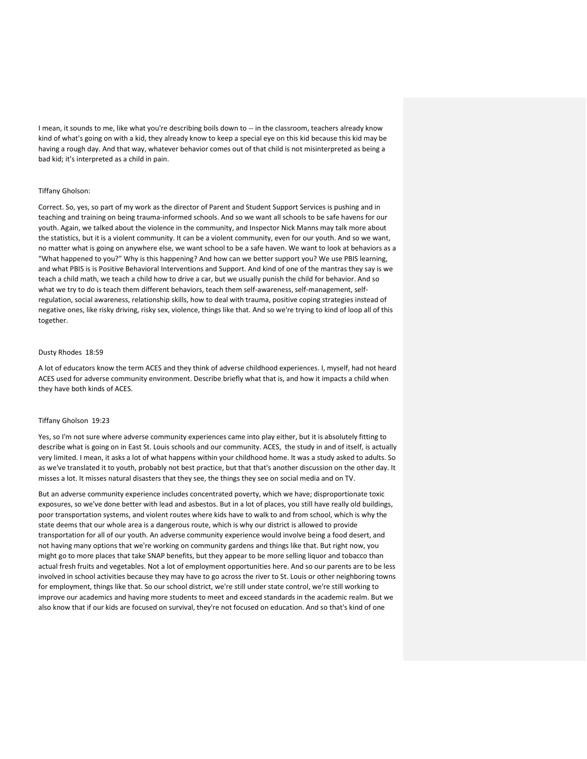I mean, it sounds to me, like what you're describing boils down to -- in the classroom, teachers already know kind of what's going on with a kid, they already know to keep a special eye on this kid because this kid may be having a rough day. And that way, whatever behavior comes out of that child is not misinterpreted as being a bad kid; it's interpreted as a child in pain.

Tiffany Gholson:

Correct. So, yes, so part of my work as the director of Parent and Student Support Services is pushing and in teaching and training on being trauma-informed schools. And so we want all schools to be safe havens for our youth. Again, we talked about the violence in the community, and Inspector Nick Manns may talk more about the statistics, but it is a violent community. It can be a violent community, even for our youth. And so we want, no matter what is going on anywhere else, we want school to be a safe haven. We want to look at behaviors as a "What happened to you?" Why is this happening? And how can we better support you? We use PBIS learning, and what PBIS is is Positive Behavioral Interventions and Support. And kind of one of the mantras they say is we teach a child math, we teach a child how to drive a car, but we usually punish the child for behavior. And so what we try to do is teach them different behaviors, teach them self-awareness, self-management, self-regulation, social awareness, relationship skills, how to deal with trauma, positive coping strategies instead of negative ones, like risky driving, risky sex, violence, things like that. And so we're trying to kind of loop all of this together.

Dusty Rhodes 18:59

A lot of educators know the term ACES and they think of adverse childhood experiences. I, myself, had not heard ACES used for adverse community environment. Describe briefly what that is, and how it impacts a child when they have both kinds of ACES.

Tiffany Gholson 19:23

Yes, so I'm not sure where adverse community experiences came into play either, but it is absolutely fitting to describe what is going on in East St. Louis schools and our community. ACES, the study in and of itself, is actually very limited. I mean, it asks a lot of what happens within your childhood home. It was a study asked to adults. So as we've translated it to youth, probably not best practice, but that that's another discussion on the other day. It misses a lot. It misses natural disasters that they see, the things they see on social media and on TV.

But an adverse community experience includes concentrated poverty, which we have; disproportionate toxic exposures, so we've done better with lead and asbestos. But in a lot of places, you still have really old buildings, poor transportation systems, and violent routes where kids have to walk to and from school, which is why the state deems that our whole area is a dangerous route, which is why our district is allowed to provide transportation for all of our youth. An adverse community experience would involve being a food desert, and not having many options that we're working on community gardens and things like that. But right now, you might go to more places that take SNAP benefits, but they appear to be more selling liquor and tobacco than actual fresh fruits and vegetables. Not a lot of employment opportunities here. And so our parents are to be less involved in school activities because they may have to go across the river to St. Louis or other neighboring towns for employment, things like that. So our school district, we're still under state control, we're still working to improve our academics and having more students to meet and exceed standards in the academic realm. But we also know that if our kids are focused on survival, they're not focused on education. And so that's kind of one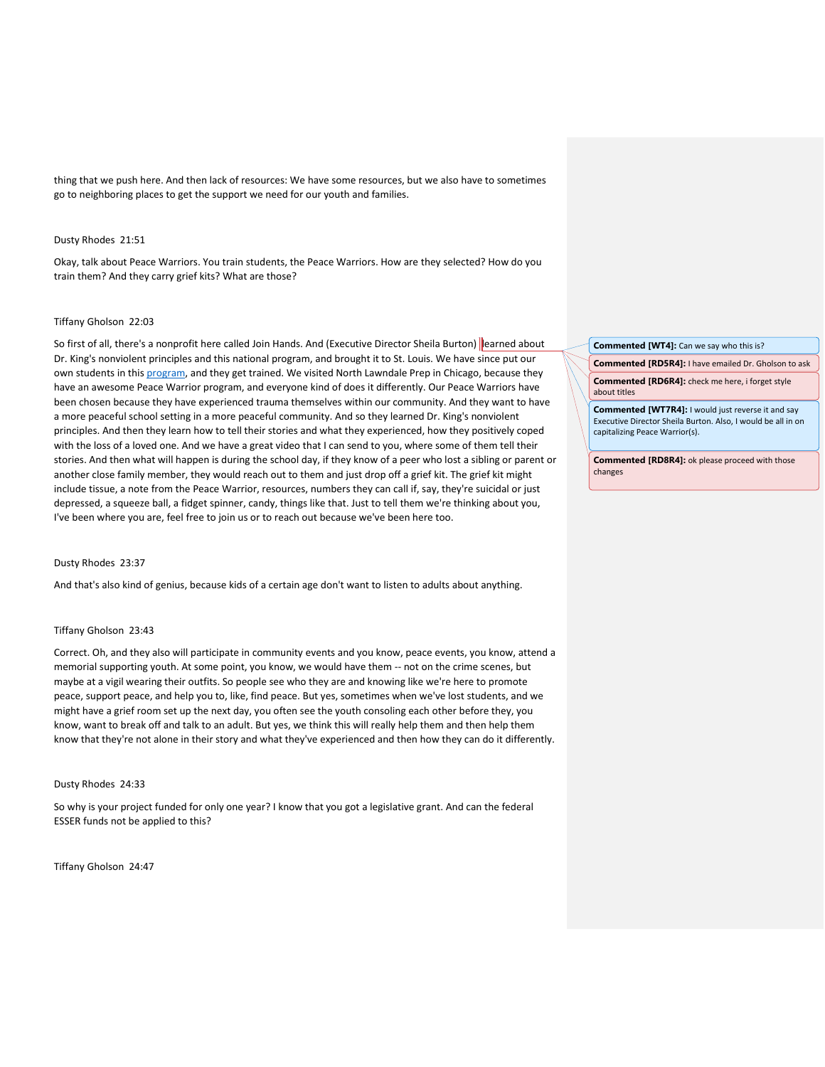thing that we push here. And then lack of resources: We have some resources, but we also have to sometimes go to neighboring places to get the support we need for our youth and families.

Dusty Rhodes 21:51

Okay, talk about Peace Warriors. You train students, the Peace Warriors. How are they selected? How do you train them? And they carry grief kits? What are those?

Tiffany Gholson 22:03

So first of all, there's a nonprofit here called Join Hands. And (Executive Director Sheila Burton) learned about Dr. King's nonviolent principles and this national program, and brought it to St. Louis. We have since put our own students in this [program](), and they get trained. We visited North Lawndale Prep in Chicago, because they have an awesome Peace Warrior program, and everyone kind of does it differently. Our Peace Warriors have been chosen because they have experienced trauma themselves within our community. And they want to have a more peaceful school setting in a more peaceful community. And so they learned Dr. King's nonviolent principles. And then they learn how to tell their stories and what they experienced, how they positively coped with the loss of a loved one. And we have a great video that I can send to you, where some of them tell their stories. And then what will happen is during the school day, if they know of a peer who lost a sibling or parent or another close family member, they would reach out to them and just drop off a grief kit. The grief kit might include tissue, a note from the Peace Warrior, resources, numbers they can call if, say, they're suicidal or just depressed, a squeeze ball, a fidget spinner, candy, things like that. Just to tell them we're thinking about you, I've been where you are, feel free to join us or to reach out because we've been here too.

> **Commented [WT4]:** Can we say who this is?
>
> **Commented [RD5R4]:** I have emailed Dr. Gholson to ask
>
> **Commented [RD6R4]:** check me here, i forget style about titles
>
> **Commented [WT7R4]:** I would just reverse it and say Executive Director Sheila Burton. Also, I would be all in on capitalizing Peace Warrior(s).
>
> **Commented [RD8R4]:** ok please proceed with those changes

Dusty Rhodes 23:37

And that's also kind of genius, because kids of a certain age don't want to listen to adults about anything.

Tiffany Gholson 23:43

Correct. Oh, and they also will participate in community events and you know, peace events, you know, attend a memorial supporting youth. At some point, you know, we would have them -- not on the crime scenes, but maybe at a vigil wearing their outfits. So people see who they are and knowing like we're here to promote peace, support peace, and help you to, like, find peace. But yes, sometimes when we've lost students, and we might have a grief room set up the next day, you often see the youth consoling each other before they, you know, want to break off and talk to an adult. But yes, we think this will really help them and then help them know that they're not alone in their story and what they've experienced and then how they can do it differently.

Dusty Rhodes 24:33

So why is your project funded for only one year? I know that you got a legislative grant. And can the federal ESSER funds not be applied to this?

Tiffany Gholson 24:47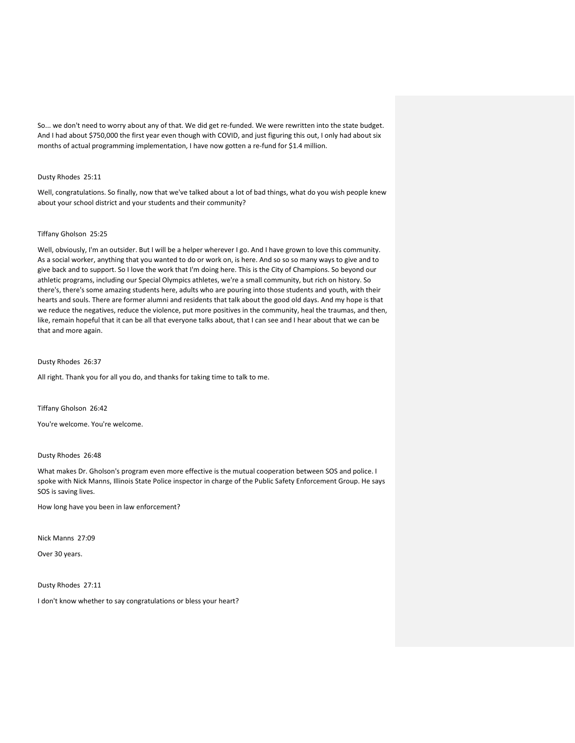So... we don't need to worry about any of that. We did get re-funded. We were rewritten into the state budget. And I had about $750,000 the first year even though with COVID, and just figuring this out, I only had about six months of actual programming implementation, I have now gotten a re-fund for $1.4 million.

Dusty Rhodes 25:11

Well, congratulations. So finally, now that we've talked about a lot of bad things, what do you wish people knew about your school district and your students and their community?

Tiffany Gholson 25:25

Well, obviously, I'm an outsider. But I will be a helper wherever I go. And I have grown to love this community. As a social worker, anything that you wanted to do or work on, is here. And so so so many ways to give and to give back and to support. So I love the work that I'm doing here. This is the City of Champions. So beyond our athletic programs, including our Special Olympics athletes, we're a small community, but rich on history. So there's, there's some amazing students here, adults who are pouring into those students and youth, with their hearts and souls. There are former alumni and residents that talk about the good old days. And my hope is that we reduce the negatives, reduce the violence, put more positives in the community, heal the traumas, and then, like, remain hopeful that it can be all that everyone talks about, that I can see and I hear about that we can be that and more again.

Dusty Rhodes 26:37

All right. Thank you for all you do, and thanks for taking time to talk to me.

Tiffany Gholson 26:42

You're welcome. You're welcome.

Dusty Rhodes 26:48

What makes Dr. Gholson's program even more effective is the mutual cooperation between SOS and police. I spoke with Nick Manns, Illinois State Police inspector in charge of the Public Safety Enforcement Group. He says SOS is saving lives.

How long have you been in law enforcement?

Nick Manns 27:09

Over 30 years.

Dusty Rhodes 27:11

I don't know whether to say congratulations or bless your heart?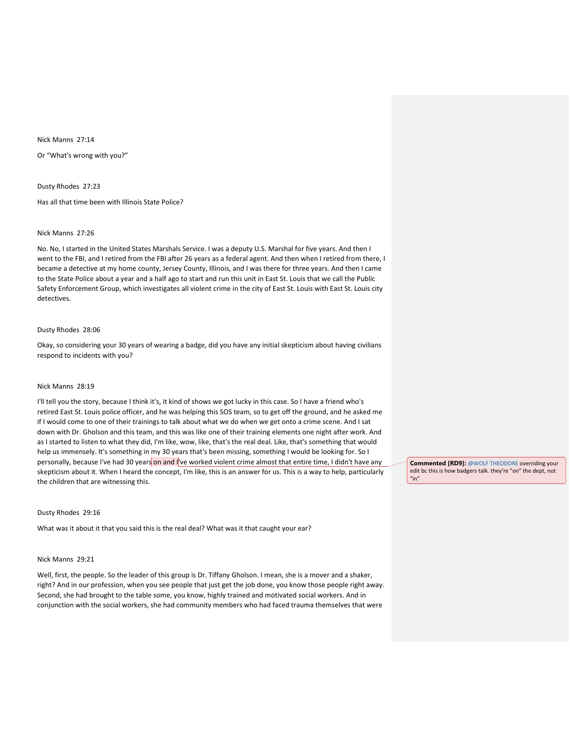Nick Manns 27:14

Or "What's wrong with you?"

Dusty Rhodes 27:23

Has all that time been with Illinois State Police?

Nick Manns 27:26

No. No, I started in the United States Marshals Service. I was a deputy U.S. Marshal for five years. And then I went to the FBI, and I retired from the FBI after 26 years as a federal agent. And then when I retired from there, I became a detective at my home county, Jersey County, Illinois, and I was there for three years. And then I came to the State Police about a year and a half ago to start and run this unit in East St. Louis that we call the Public Safety Enforcement Group, which investigates all violent crime in the city of East St. Louis with East St. Louis city detectives.

Dusty Rhodes 28:06

Okay, so considering your 30 years of wearing a badge, did you have any initial skepticism about having civilians respond to incidents with you?

Nick Manns 28:19

I'll tell you the story, because I think it's, it kind of shows we got lucky in this case. So I have a friend who's retired East St. Louis police officer, and he was helping this SOS team, so to get off the ground, and he asked me if I would come to one of their trainings to talk about what we do when we get onto a crime scene. And I sat down with Dr. Gholson and this team, and this was like one of their training elements one night after work. And as I started to listen to what they did, I'm like, wow, like, that's the real deal. Like, that's something that would help us immensely. It's something in my 30 years that's been missing, something I would be looking for. So I personally, because I've had 30 years on and I've worked violent crime almost that entire time, I didn't have any skepticism about it. When I heard the concept, I'm like, this is an answer for us. This is a way to help, particularly the children that are witnessing this.

**Commented [RD9]:** @WOLF THEODORE overriding your edit bc this is how badgers talk. they're "on" the dept, not "in"

Dusty Rhodes 29:16

What was it about it that you said this is the real deal? What was it that caught your ear?

Nick Manns 29:21

Well, first, the people. So the leader of this group is Dr. Tiffany Gholson. I mean, she is a mover and a shaker, right? And in our profession, when you see people that just get the job done, you know those people right away. Second, she had brought to the table some, you know, highly trained and motivated social workers. And in conjunction with the social workers, she had community members who had faced trauma themselves that were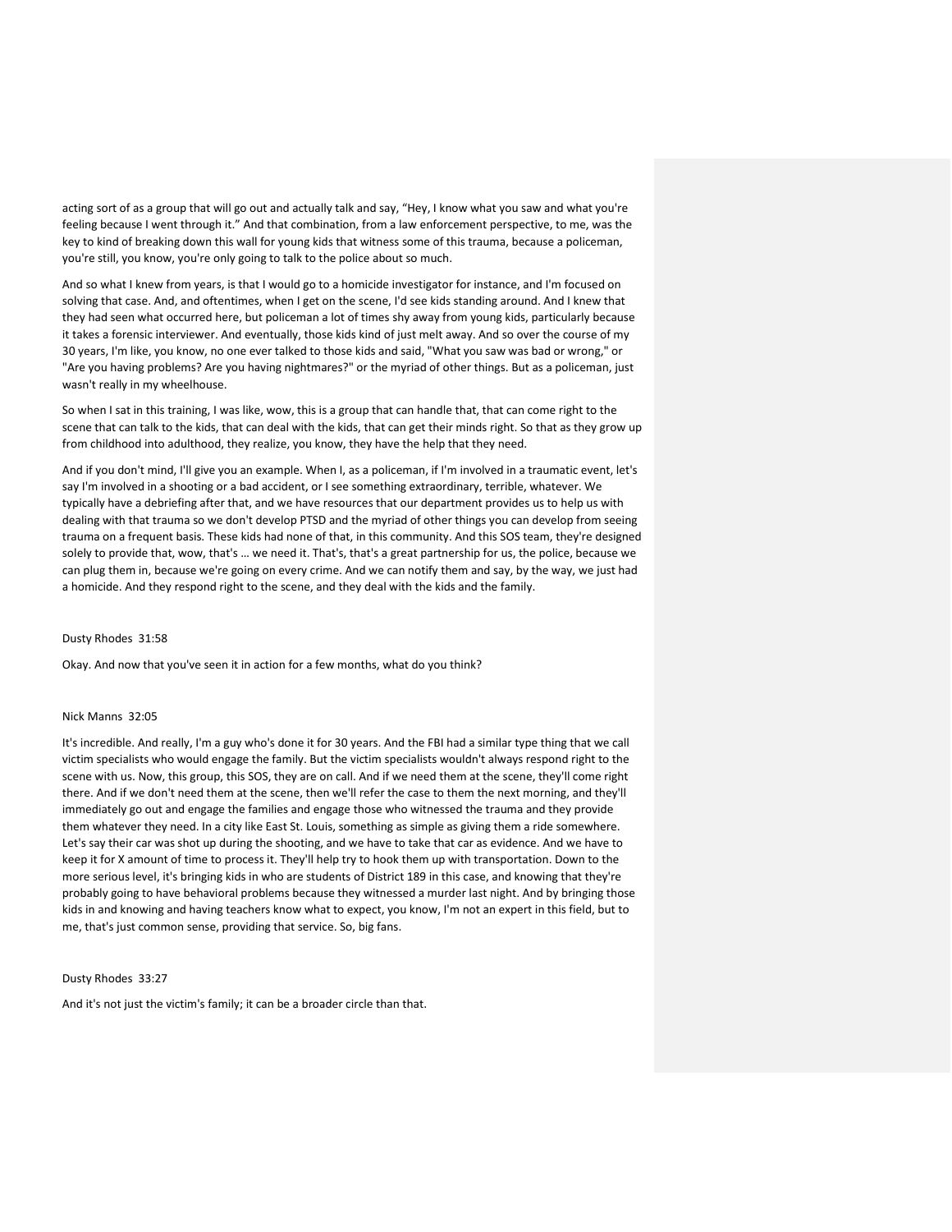acting sort of as a group that will go out and actually talk and say, "Hey, I know what you saw and what you're feeling because I went through it." And that combination, from a law enforcement perspective, to me, was the key to kind of breaking down this wall for young kids that witness some of this trauma, because a policeman, you're still, you know, you're only going to talk to the police about so much.

And so what I knew from years, is that I would go to a homicide investigator for instance, and I'm focused on solving that case. And, and oftentimes, when I get on the scene, I'd see kids standing around. And I knew that they had seen what occurred here, but policeman a lot of times shy away from young kids, particularly because it takes a forensic interviewer. And eventually, those kids kind of just melt away. And so over the course of my 30 years, I'm like, you know, no one ever talked to those kids and said, "What you saw was bad or wrong," or "Are you having problems? Are you having nightmares?" or the myriad of other things. But as a policeman, just wasn't really in my wheelhouse.

So when I sat in this training, I was like, wow, this is a group that can handle that, that can come right to the scene that can talk to the kids, that can deal with the kids, that can get their minds right. So that as they grow up from childhood into adulthood, they realize, you know, they have the help that they need.

And if you don't mind, I'll give you an example. When I, as a policeman, if I'm involved in a traumatic event, let's say I'm involved in a shooting or a bad accident, or I see something extraordinary, terrible, whatever. We typically have a debriefing after that, and we have resources that our department provides us to help us with dealing with that trauma so we don't develop PTSD and the myriad of other things you can develop from seeing trauma on a frequent basis. These kids had none of that, in this community. And this SOS team, they're designed solely to provide that, wow, that's … we need it. That's, that's a great partnership for us, the police, because we can plug them in, because we're going on every crime. And we can notify them and say, by the way, we just had a homicide. And they respond right to the scene, and they deal with the kids and the family.

Dusty Rhodes 31:58

Okay. And now that you've seen it in action for a few months, what do you think?

Nick Manns 32:05

It's incredible. And really, I'm a guy who's done it for 30 years. And the FBI had a similar type thing that we call victim specialists who would engage the family. But the victim specialists wouldn't always respond right to the scene with us. Now, this group, this SOS, they are on call. And if we need them at the scene, they'll come right there. And if we don't need them at the scene, then we'll refer the case to them the next morning, and they'll immediately go out and engage the families and engage those who witnessed the trauma and they provide them whatever they need. In a city like East St. Louis, something as simple as giving them a ride somewhere. Let's say their car was shot up during the shooting, and we have to take that car as evidence. And we have to keep it for X amount of time to process it. They'll help try to hook them up with transportation. Down to the more serious level, it's bringing kids in who are students of District 189 in this case, and knowing that they're probably going to have behavioral problems because they witnessed a murder last night. And by bringing those kids in and knowing and having teachers know what to expect, you know, I'm not an expert in this field, but to me, that's just common sense, providing that service. So, big fans.

Dusty Rhodes 33:27

And it's not just the victim's family; it can be a broader circle than that.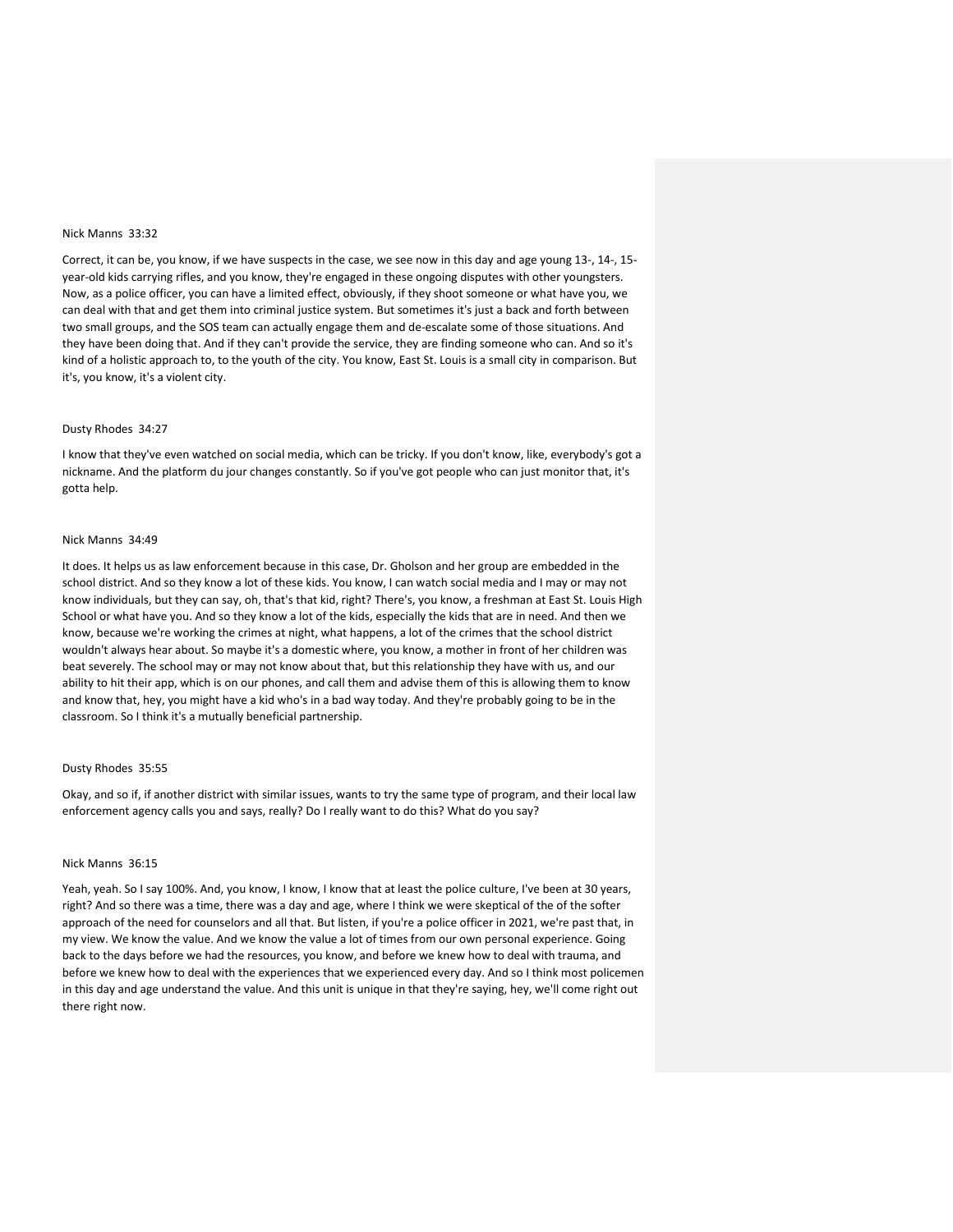Nick Manns 33:32

Correct, it can be, you know, if we have suspects in the case, we see now in this day and age young 13-, 14-, 15-year-old kids carrying rifles, and you know, they're engaged in these ongoing disputes with other youngsters. Now, as a police officer, you can have a limited effect, obviously, if they shoot someone or what have you, we can deal with that and get them into criminal justice system. But sometimes it's just a back and forth between two small groups, and the SOS team can actually engage them and de-escalate some of those situations. And they have been doing that. And if they can't provide the service, they are finding someone who can. And so it's kind of a holistic approach to, to the youth of the city. You know, East St. Louis is a small city in comparison. But it's, you know, it's a violent city.

Dusty Rhodes 34:27

I know that they've even watched on social media, which can be tricky. If you don't know, like, everybody's got a nickname. And the platform du jour changes constantly. So if you've got people who can just monitor that, it's gotta help.

Nick Manns 34:49

It does. It helps us as law enforcement because in this case, Dr. Gholson and her group are embedded in the school district. And so they know a lot of these kids. You know, I can watch social media and I may or may not know individuals, but they can say, oh, that's that kid, right? There's, you know, a freshman at East St. Louis High School or what have you. And so they know a lot of the kids, especially the kids that are in need. And then we know, because we're working the crimes at night, what happens, a lot of the crimes that the school district wouldn't always hear about. So maybe it's a domestic where, you know, a mother in front of her children was beat severely. The school may or may not know about that, but this relationship they have with us, and our ability to hit their app, which is on our phones, and call them and advise them of this is allowing them to know and know that, hey, you might have a kid who's in a bad way today. And they're probably going to be in the classroom. So I think it's a mutually beneficial partnership.

Dusty Rhodes 35:55

Okay, and so if, if another district with similar issues, wants to try the same type of program, and their local law enforcement agency calls you and says, really? Do I really want to do this? What do you say?

Nick Manns 36:15

Yeah, yeah. So I say 100%. And, you know, I know, I know that at least the police culture, I've been at 30 years, right? And so there was a time, there was a day and age, where I think we were skeptical of the of the softer approach of the need for counselors and all that. But listen, if you're a police officer in 2021, we're past that, in my view. We know the value. And we know the value a lot of times from our own personal experience. Going back to the days before we had the resources, you know, and before we knew how to deal with trauma, and before we knew how to deal with the experiences that we experienced every day. And so I think most policemen in this day and age understand the value. And this unit is unique in that they're saying, hey, we'll come right out there right now.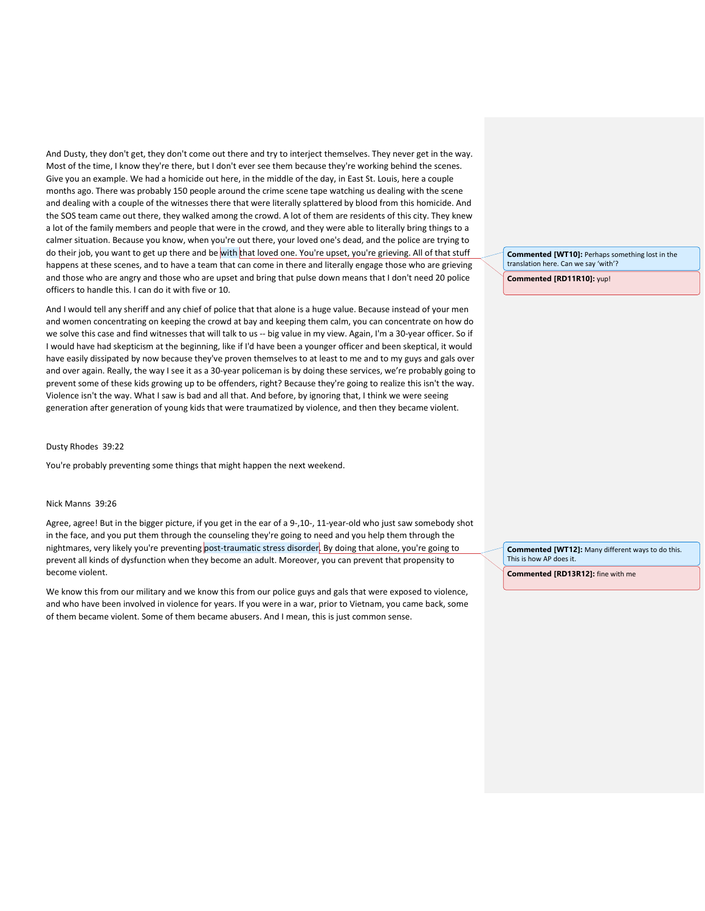And Dusty, they don't get, they don't come out there and try to interject themselves. They never get in the way. Most of the time, I know they're there, but I don't ever see them because they're working behind the scenes. Give you an example. We had a homicide out here, in the middle of the day, in East St. Louis, here a couple months ago. There was probably 150 people around the crime scene tape watching us dealing with the scene and dealing with a couple of the witnesses there that were literally splattered by blood from this homicide. And the SOS team came out there, they walked among the crowd. A lot of them are residents of this city. They knew a lot of the family members and people that were in the crowd, and they were able to literally bring things to a calmer situation. Because you know, when you're out there, your loved one's dead, and the police are trying to do their job, you want to get up there and be with that loved one. You're upset, you're grieving. All of that stuff happens at these scenes, and to have a team that can come in there and literally engage those who are grieving and those who are angry and those who are upset and bring that pulse down means that I don't need 20 police officers to handle this. I can do it with five or 10.

And I would tell any sheriff and any chief of police that that alone is a huge value. Because instead of your men and women concentrating on keeping the crowd at bay and keeping them calm, you can concentrate on how do we solve this case and find witnesses that will talk to us -- big value in my view. Again, I'm a 30-year officer. So if I would have had skepticism at the beginning, like if I'd have been a younger officer and been skeptical, it would have easily dissipated by now because they've proven themselves to at least to me and to my guys and gals over and over again. Really, the way I see it as a 30-year policeman is by doing these services, we're probably going to prevent some of these kids growing up to be offenders, right? Because they're going to realize this isn't the way. Violence isn't the way. What I saw is bad and all that. And before, by ignoring that, I think we were seeing generation after generation of young kids that were traumatized by violence, and then they became violent.

Dusty Rhodes 39:22

You're probably preventing some things that might happen the next weekend.

Nick Manns 39:26

Agree, agree! But in the bigger picture, if you get in the ear of a 9-,10-, 11-year-old who just saw somebody shot in the face, and you put them through the counseling they're going to need and you help them through the nightmares, very likely you're preventing post-traumatic stress disorder. By doing that alone, you're going to prevent all kinds of dysfunction when they become an adult. Moreover, you can prevent that propensity to become violent.

We know this from our military and we know this from our police guys and gals that were exposed to violence, and who have been involved in violence for years. If you were in a war, prior to Vietnam, you came back, some of them became violent. Some of them became abusers. And I mean, this is just common sense.

**Commented [WT10]:** Perhaps something lost in the translation here. Can we say 'with'?

**Commented [RD11R10]:** yup!

**Commented [WT12]:** Many different ways to do this. This is how AP does it.

**Commented [RD13R12]:** fine with me